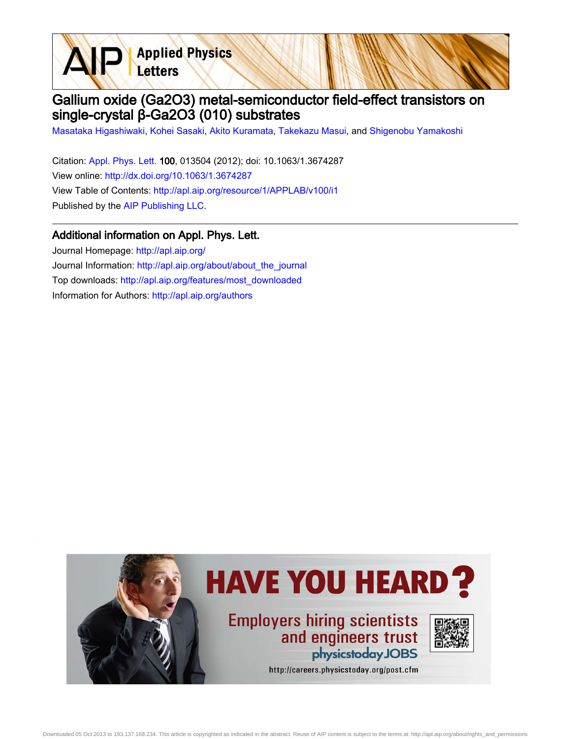# Gallium oxide ($Ga_2O_3$) metal-semiconductor field-effect transistors on single-crystal β-$Ga_2O_3$ (010) substrates

Masataka Higashiwaki, Kohei Sasaki, Akito Kuramata, Takekazu Masui, and Shigenobu Yamakoshi

Citation: Appl. Phys. Lett. **100**, 013504 (2012); doi: 10.1063/1.3674287

View online: http://dx.doi.org/10.1063/1.3674287

View Table of Contents: http://apl.aip.org/resource/1/APPLAB/v100/i1

Published by the AIP Publishing LLC.

## Additional information on Appl. Phys. Lett.

Journal Homepage: http://apl.aip.org/

Journal Information: http://apl.aip.org/about/about_the_journal

Top downloads: http://apl.aip.org/features/most_downloaded

Information for Authors: http://apl.aip.org/authors

HAVE YOU HEARD?

Employers hiring scientists and engineers trust physicstoday JOBS

http://careers.physicstoday.org/post.cfm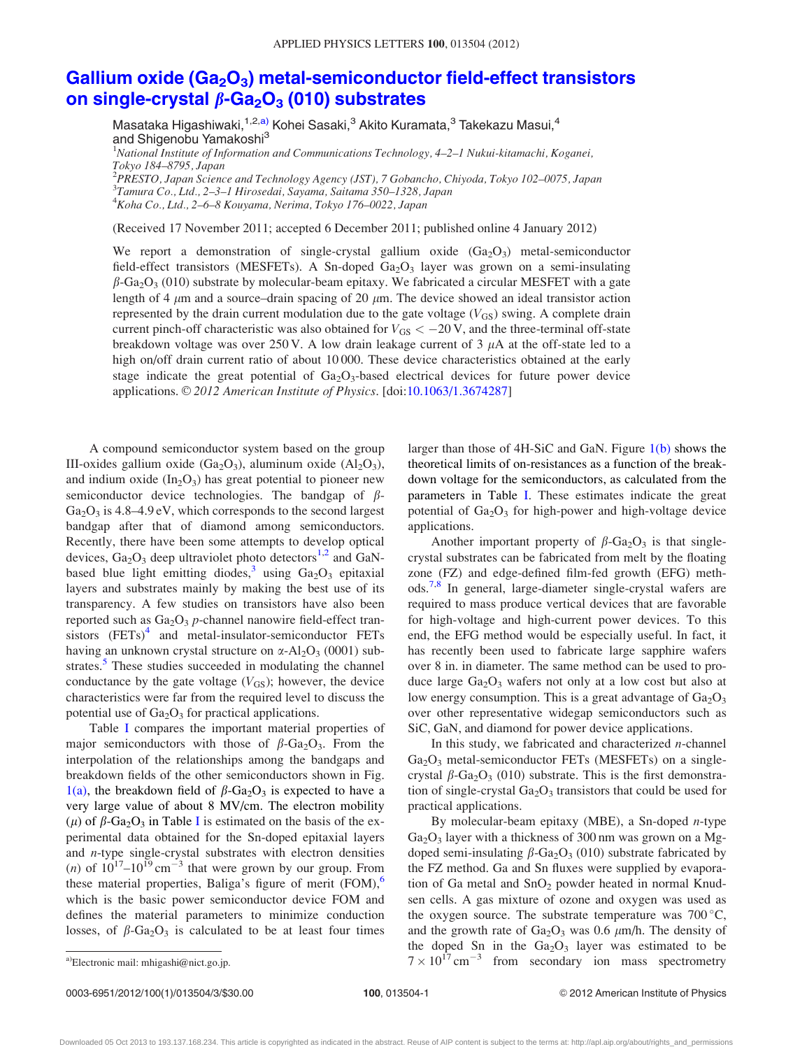# Gallium oxide ($Ga_2O_3$) metal-semiconductor field-effect transistors on single-crystal $\beta$-$Ga_2O_3$ (010) substrates

Masataka Higashiwaki,[1,2,a)] Kohei Sasaki,[3] Akito Kuramata,[3] Takekazu Masui,[4] and Shigenobu Yamakoshi[3]

[1]*National Institute of Information and Communications Technology, 4–2–1 Nukui-kitamachi, Koganei, Tokyo 184–8795, Japan*
[2]*PRESTO, Japan Science and Technology Agency (JST), 7 Gobancho, Chiyoda, Tokyo 102–0075, Japan*
[3]*Tamura Co., Ltd., 2–3–1 Hirosedai, Sayama, Saitama 350–1328, Japan*
[4]*Koha Co., Ltd., 2–6–8 Kouyama, Nerima, Tokyo 176–0022, Japan*

(Received 17 November 2011; accepted 6 December 2011; published online 4 January 2012)

We report a demonstration of single-crystal gallium oxide ($Ga_2O_3$) metal-semiconductor field-effect transistors (MESFETs). A Sn-doped $Ga_2O_3$ layer was grown on a semi-insulating $\beta$-$Ga_2O_3$ (010) substrate by molecular-beam epitaxy. We fabricated a circular MESFET with a gate length of 4 $\mu$m and a source–drain spacing of 20 $\mu$m. The device showed an ideal transistor action represented by the drain current modulation due to the gate voltage ($V_{GS}$) swing. A complete drain current pinch-off characteristic was also obtained for $V_{GS} < -20$ V, and the three-terminal off-state breakdown voltage was over 250 V. A low drain leakage current of 3 $\mu$A at the off-state led to a high on/off drain current ratio of about 10 000. These device characteristics obtained at the early stage indicate the great potential of $Ga_2O_3$-based electrical devices for future power device applications. © *2012 American Institute of Physics*. [doi:10.1063/1.3674287]

A compound semiconductor system based on the group III-oxides gallium oxide ($Ga_2O_3$), aluminum oxide ($Al_2O_3$), and indium oxide ($In_2O_3$) has great potential to pioneer new semiconductor device technologies. The bandgap of $\beta$-$Ga_2O_3$ is 4.8–4.9 eV, which corresponds to the second largest bandgap after that of diamond among semiconductors. Recently, there have been some attempts to develop optical devices, $Ga_2O_3$ deep ultraviolet photo detectors[1,2] and GaN-based blue light emitting diodes,[3] using $Ga_2O_3$ epitaxial layers and substrates mainly by making the best use of its transparency. A few studies on transistors have also been reported such as $Ga_2O_3$ *p*-channel nanowire field-effect transistors (FETs)[4] and metal-insulator-semiconductor FETs having an unknown crystal structure on $\alpha$-$Al_2O_3$ (0001) substrates.[5] These studies succeeded in modulating the channel conductance by the gate voltage ($V_{GS}$); however, the device characteristics were far from the required level to discuss the potential use of $Ga_2O_3$ for practical applications.

Table I compares the important material properties of major semiconductors with those of $\beta$-$Ga_2O_3$. From the interpolation of the relationships among the bandgaps and breakdown fields of the other semiconductors shown in Fig. 1(a), the breakdown field of $\beta$-$Ga_2O_3$ is expected to have a very large value of about 8 MV/cm. The electron mobility ($\mu$) of $\beta$-$Ga_2O_3$ in Table I is estimated on the basis of the experimental data obtained for the Sn-doped epitaxial layers and *n*-type single-crystal substrates with electron densities ($n$) of $10^{17}$–$10^{19}$ $cm^{-3}$ that were grown by our group. From these material properties, Baliga's figure of merit (FOM),[6] which is the basic power semiconductor device FOM and defines the material parameters to minimize conduction losses, of $\beta$-$Ga_2O_3$ is calculated to be at least four times larger than those of 4H-SiC and GaN. Figure 1(b) shows the theoretical limits of on-resistances as a function of the breakdown voltage for the semiconductors, as calculated from the parameters in Table I. These estimates indicate the great potential of $Ga_2O_3$ for high-power and high-voltage device applications.

Another important property of $\beta$-$Ga_2O_3$ is that single-crystal substrates can be fabricated from melt by the floating zone (FZ) and edge-defined film-fed growth (EFG) methods.[7,8] In general, large-diameter single-crystal wafers are required to mass produce vertical devices that are favorable for high-voltage and high-current power devices. To this end, the EFG method would be especially useful. In fact, it has recently been used to fabricate large sapphire wafers over 8 in. in diameter. The same method can be used to produce large $Ga_2O_3$ wafers not only at a low cost but also at low energy consumption. This is a great advantage of $Ga_2O_3$ over other representative widegap semiconductors such as SiC, GaN, and diamond for power device applications.

In this study, we fabricated and characterized *n*-channel $Ga_2O_3$ metal-semiconductor FETs (MESFETs) on a single-crystal $\beta$-$Ga_2O_3$ (010) substrate. This is the first demonstration of single-crystal $Ga_2O_3$ transistors that could be used for practical applications.

By molecular-beam epitaxy (MBE), a Sn-doped *n*-type $Ga_2O_3$ layer with a thickness of 300 nm was grown on a Mg-doped semi-insulating $\beta$-$Ga_2O_3$ (010) substrate fabricated by the FZ method. Ga and Sn fluxes were supplied by evaporation of Ga metal and $SnO_2$ powder heated in normal Knudsen cells. A gas mixture of ozone and oxygen was used as the oxygen source. The substrate temperature was 700 °C, and the growth rate of $Ga_2O_3$ was 0.6 $\mu$m/h. The density of the doped Sn in the $Ga_2O_3$ layer was estimated to be $7 \times 10^{17}$ $cm^{-3}$ from secondary ion mass spectrometry

a)Electronic mail: mhigashi@nict.go.jp.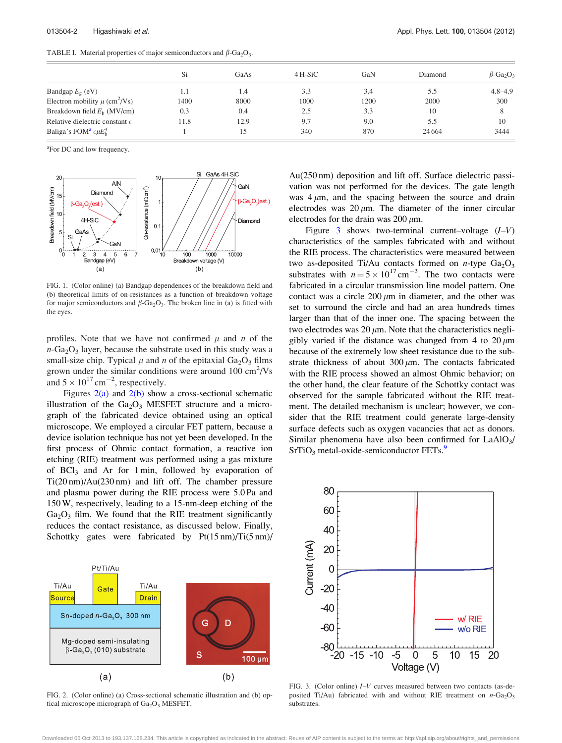TABLE I. Material properties of major semiconductors and $\beta$-$Ga_2O_3$.

| | Si | GaAs | 4H-SiC | GaN | Diamond | $\beta$-$Ga_2O_3$ |
|---|---|---|---|---|---|---|
| Bandgap $E_g$ (eV) | 1.1 | 1.4 | 3.3 | 3.4 | 5.5 | 4.8–4.9 |
| Electron mobility $\mu$ ($cm^2$/Vs) | 1400 | 8000 | 1000 | 1200 | 2000 | 300 |
| Breakdown field $E_b$ (MV/cm) | 0.3 | 0.4 | 2.5 | 3.3 | 10 | 8 |
| Relative dielectric constant $\epsilon$ | 11.8 | 12.9 | 9.7 | 9.0 | 5.5 | 10 |
| Baliga's FOM[a] $\epsilon \mu E_b^3$ | 1 | 15 | 340 | 870 | 24 664 | 3444 |

[a]For DC and low frequency.

FIG. 1. (Color online) (a) Bandgap dependences of the breakdown field and (b) theoretical limits of on-resistances as a function of breakdown voltage for major semiconductors and $\beta$-$Ga_2O_3$. The broken line in (a) is fitted with the eyes.

profiles. Note that we have not confirmed $\mu$ and $n$ of the $n$-$Ga_2O_3$ layer, because the substrate used in this study was a small-size chip. Typical $\mu$ and $n$ of the epitaxial $Ga_2O_3$ films grown under the similar conditions were around 100 $cm^2$/Vs and $5 \times 10^{17}$ $cm^{-2}$, respectively.

Figures 2(a) and 2(b) show a cross-sectional schematic illustration of the $Ga_2O_3$ MESFET structure and a micrograph of the fabricated device obtained using an optical microscope. We employed a circular FET pattern, because a device isolation technique has not yet been developed. In the first process of Ohmic contact formation, a reactive ion etching (RIE) treatment was performed using a gas mixture of $BCl_3$ and Ar for 1 min, followed by evaporation of Ti(20 nm)/Au(230 nm) and lift off. The chamber pressure and plasma power during the RIE process were 5.0 Pa and 150 W, respectively, leading to a 15-nm-deep etching of the $Ga_2O_3$ film. We found that the RIE treatment significantly reduces the contact resistance, as discussed below. Finally, Schottky gates were fabricated by Pt(15 nm)/Ti(5 nm)/Au(250 nm) deposition and lift off. Surface dielectric passivation was not performed for the devices. The gate length was 4 $\mu$m, and the spacing between the source and drain electrodes was 20 $\mu$m. The diameter of the inner circular electrodes for the drain was 200 $\mu$m.

FIG. 2. (Color online) (a) Cross-sectional schematic illustration and (b) optical microscope micrograph of $Ga_2O_3$ MESFET.

Figure 3 shows two-terminal current–voltage ($I$–$V$) characteristics of the samples fabricated with and without the RIE process. The characteristics were measured between two as-deposited Ti/Au contacts formed on $n$-type $Ga_2O_3$ substrates with $n = 5 \times 10^{17}$ $cm^{-3}$. The two contacts were fabricated in a circular transmission line model pattern. One contact was a circle 200 $\mu$m in diameter, and the other was set to surround the circle and had an area hundreds times larger than that of the inner one. The spacing between the two electrodes was 20 $\mu$m. Note that the characteristics negligibly varied if the distance was changed from 4 to 20 $\mu$m because of the extremely low sheet resistance due to the substrate thickness of about 300 $\mu$m. The contacts fabricated with the RIE process showed an almost Ohmic behavior; on the other hand, the clear feature of the Schottky contact was observed for the sample fabricated without the RIE treatment. The detailed mechanism is unclear; however, we consider that the RIE treatment could generate large-density surface defects such as oxygen vacancies that act as donors. Similar phenomena have also been confirmed for $LaAlO_3$/$SrTiO_3$ metal-oxide-semiconductor FETs.[9]

FIG. 3. (Color online) $I$–$V$ curves measured between two contacts (as-deposited Ti/Au) fabricated with and without RIE treatment on $n$-$Ga_2O_3$ substrates.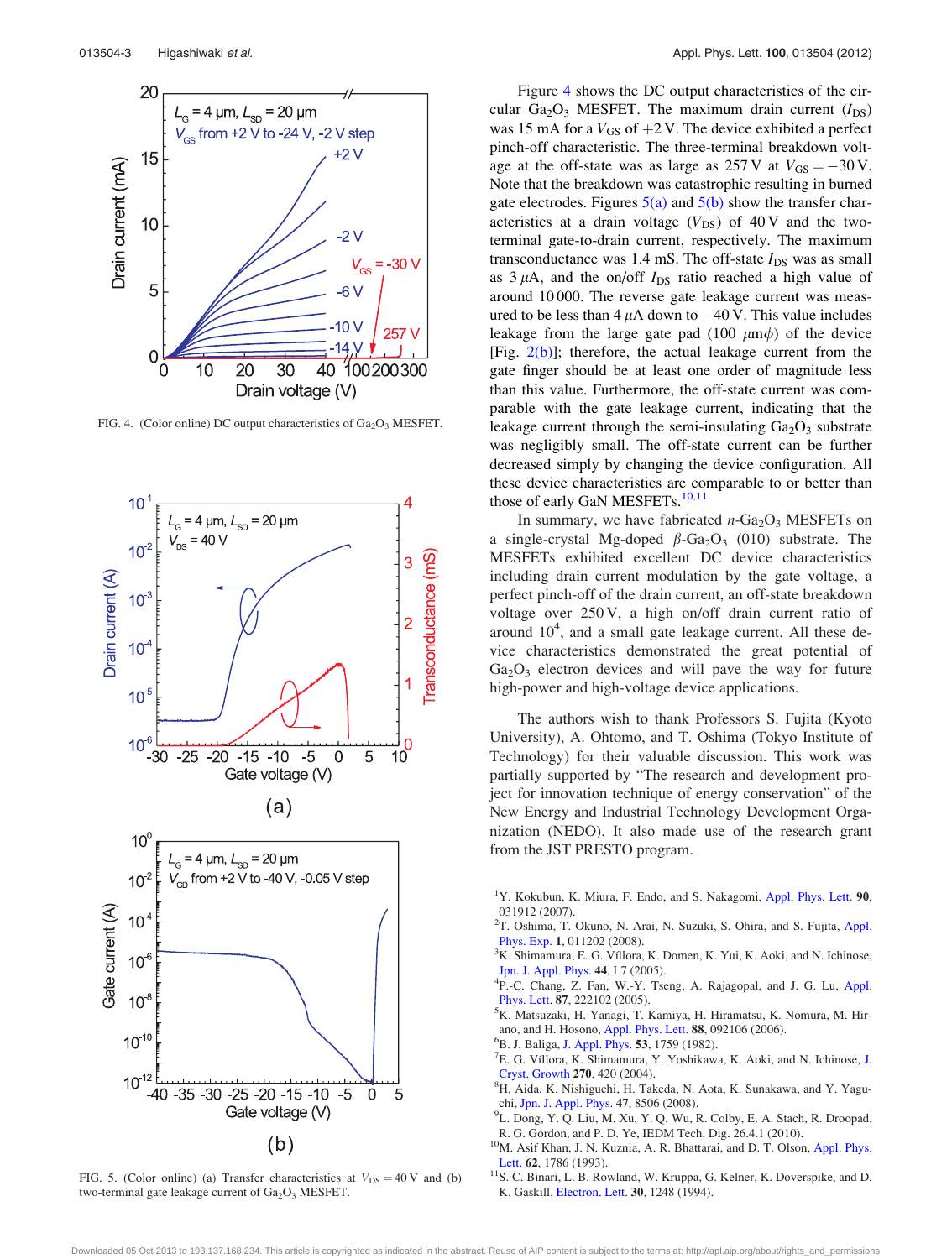$L_G$ = 4 μm, $L_{SD}$ = 20 μm

$V_{GS}$ from +2 V to -24 V, -2 V step

+2 V

-2 V

$V_{GS}$ = -30 V

-6 V

-10 V

257 V

-14 V

Drain current (mA)

0 5 10 15 20

0 10 20 30 40 100 200 300

Drain voltage (V)

FIG. 4. (Color online) DC output characteristics of $Ga_2O_3$ MESFET.

$L_G$ = 4 μm, $L_{SD}$ = 20 μm

$V_{DS}$ = 40 V

Drain current (A)

$10^{-6}$ $10^{-5}$ $10^{-4}$ $10^{-3}$ $10^{-2}$ $10^{-1}$

Transconductance (mS)

0 1 2 3 4

-30 -25 -20 -15 -10 -5 0 5 10

Gate voltage (V)

(a)

$L_G$ = 4 μm, $L_{SD}$ = 20 μm

$V_{GD}$ from +2 V to -40 V, -0.05 V step

Gate current (A)

$10^{-12}$ $10^{-10}$ $10^{-8}$ $10^{-6}$ $10^{-4}$ $10^{-2}$ $10^{0}$

-40 -35 -30 -25 -20 -15 -10 -5 0 5

Gate voltage (V)

(b)

FIG. 5. (Color online) (a) Transfer characteristics at $V_{DS}$ = 40 V and (b) two-terminal gate leakage current of $Ga_2O_3$ MESFET.

Figure 4 shows the DC output characteristics of the circular $Ga_2O_3$ MESFET. The maximum drain current ($I_{DS}$) was 15 mA for a $V_{GS}$ of +2 V. The device exhibited a perfect pinch-off characteristic. The three-terminal breakdown voltage at the off-state was as large as 257 V at $V_{GS} = -30$ V. Note that the breakdown was catastrophic resulting in burned gate electrodes. Figures 5(a) and 5(b) show the transfer characteristics at a drain voltage ($V_{DS}$) of 40 V and the two-terminal gate-to-drain current, respectively. The maximum transconductance was 1.4 mS. The off-state $I_{DS}$ was as small as 3 μA, and the on/off $I_{DS}$ ratio reached a high value of around 10 000. The reverse gate leakage current was measured to be less than 4 μA down to −40 V. This value includes leakage from the large gate pad (100 μmϕ) of the device [Fig. 2(b)]; therefore, the actual leakage current from the gate finger should be at least one order of magnitude less than this value. Furthermore, the off-state current was comparable with the gate leakage current, indicating that the leakage current through the semi-insulating $Ga_2O_3$ substrate was negligibly small. The off-state current can be further decreased simply by changing the device configuration. All these device characteristics are comparable to or better than those of early GaN MESFETs.[10,11]

In summary, we have fabricated n-$Ga_2O_3$ MESFETs on a single-crystal Mg-doped β-$Ga_2O_3$ (010) substrate. The MESFETs exhibited excellent DC device characteristics including drain current modulation by the gate voltage, a perfect pinch-off of the drain current, an off-state breakdown voltage over 250 V, a high on/off drain current ratio of around $10^4$, and a small gate leakage current. All these device characteristics demonstrated the great potential of $Ga_2O_3$ electron devices and will pave the way for future high-power and high-voltage device applications.

The authors wish to thank Professors S. Fujita (Kyoto University), A. Ohtomo, and T. Oshima (Tokyo Institute of Technology) for their valuable discussion. This work was partially supported by "The research and development project for innovation technique of energy conservation" of the New Energy and Industrial Technology Development Organization (NEDO). It also made use of the research grant from the JST PRESTO program.

[1] Y. Kokubun, K. Miura, F. Endo, and S. Nakagomi, Appl. Phys. Lett. **90**, 031912 (2007).

[2] T. Oshima, T. Okuno, N. Arai, N. Suzuki, S. Ohira, and S. Fujita, Appl. Phys. Exp. **1**, 011202 (2008).

[3] K. Shimamura, E. G. Víllora, K. Domen, K. Yui, K. Aoki, and N. Ichinose, Jpn. J. Appl. Phys. **44**, L7 (2005).

[4] P.-C. Chang, Z. Fan, W.-Y. Tseng, A. Rajagopal, and J. G. Lu, Appl. Phys. Lett. **87**, 222102 (2005).

[5] K. Matsuzaki, H. Yanagi, T. Kamiya, H. Hiramatsu, K. Nomura, M. Hirano, and H. Hosono, Appl. Phys. Lett. **88**, 092106 (2006).

[6] B. J. Baliga, J. Appl. Phys. **53**, 1759 (1982).

[7] E. G. Víllora, K. Shimamura, Y. Yoshikawa, K. Aoki, and N. Ichinose, J. Cryst. Growth **270**, 420 (2004).

[8] H. Aida, K. Nishiguchi, H. Takeda, N. Aota, K. Sunakawa, and Y. Yaguchi, Jpn. J. Appl. Phys. **47**, 8506 (2008).

[9] L. Dong, Y. Q. Liu, M. Xu, Y. Q. Wu, R. Colby, E. A. Stach, R. Droopad, R. G. Gordon, and P. D. Ye, IEDM Tech. Dig. 26.4.1 (2010).

[10] M. Asif Khan, J. N. Kuznia, A. R. Bhattarai, and D. T. Olson, Appl. Phys. Lett. **62**, 1786 (1993).

[11] S. C. Binari, L. B. Rowland, W. Kruppa, G. Kelner, K. Doverspike, and D. K. Gaskill, Electron. Lett. **30**, 1248 (1994).